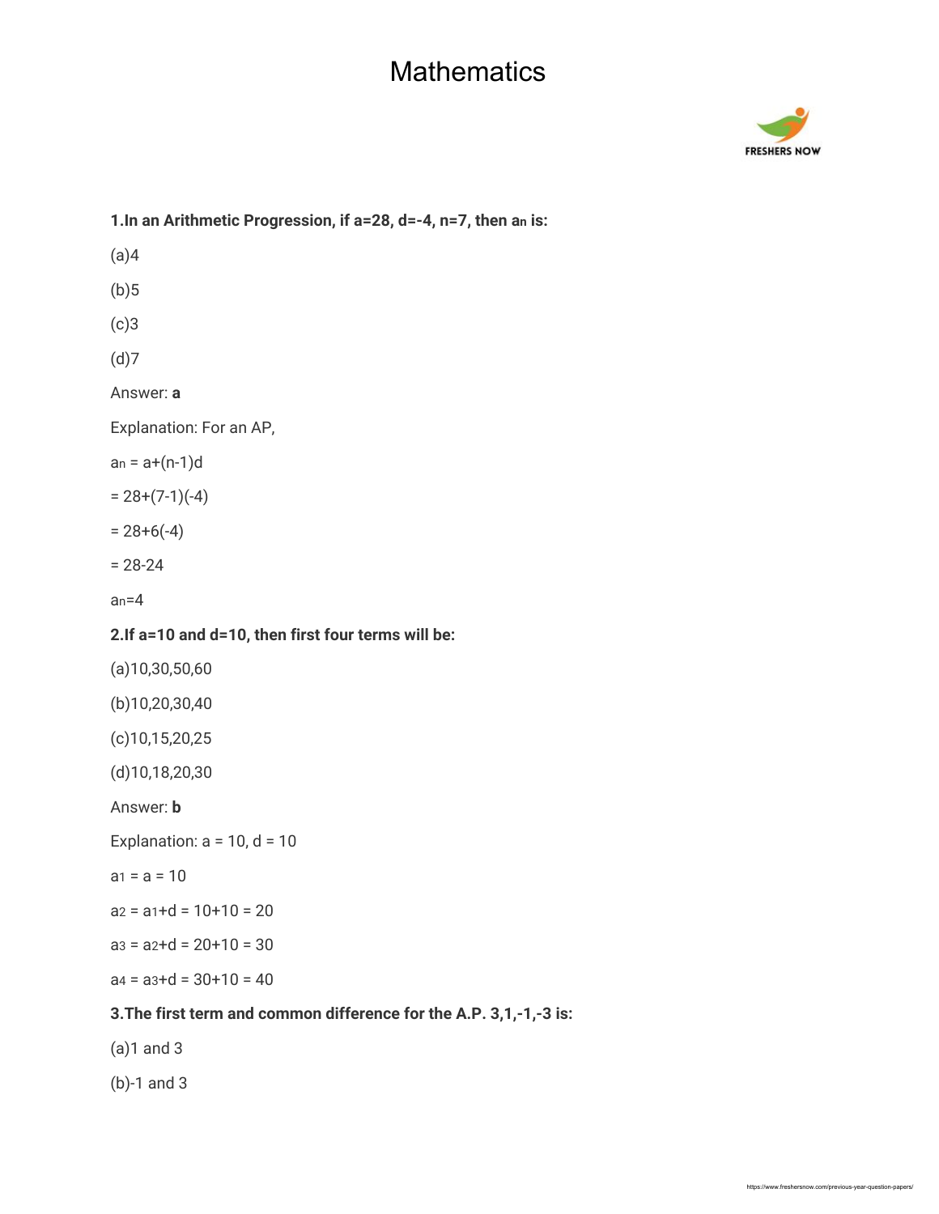# Mathematics

**1.In an Arithmetic Progression, if a=28, d=-4, n=7, then $a_n$ is:**

(a)4

(b)5

(c)3

(d)7

Answer: **a**

Explanation: For an AP,

$a_n = a+(n-1)d$

$= 28+(7-1)(-4)$

$= 28+6(-4)$

$= 28-24$

$a_n=4$

**2.If a=10 and d=10, then first four terms will be:**

(a)10,30,50,60

(b)10,20,30,40

(c)10,15,20,25

(d)10,18,20,30

Answer: **b**

Explanation: a = 10, d = 10

$a_1 = a = 10$

$a_2 = a_1+d = 10+10 = 20$

$a_3 = a_2+d = 20+10 = 30$

$a_4 = a_3+d = 30+10 = 40$

**3.The first term and common difference for the A.P. 3,1,-1,-3 is:**

(a)1 and 3

(b)-1 and 3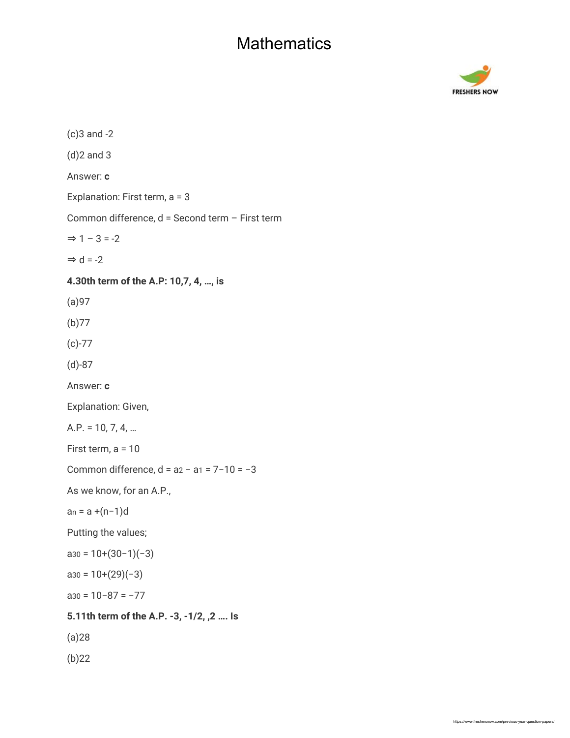(c)3 and -2

(d)2 and 3

Answer: **c**

Explanation: First term, a = 3

Common difference, d = Second term – First term

⇒ 1 – 3 = -2

⇒ d = -2

**4.30th term of the A.P: 10,7, 4, …, is**

(a)97

(b)77

(c)-77

(d)-87

Answer: **c**

Explanation: Given,

A.P. = 10, 7, 4, …

First term, a = 10

Common difference, $d = a_2 - a_1 = 7-10 = -3$

As we know, for an A.P.,

$a_n = a + (n-1)d$

Putting the values;

$a_{30} = 10+(30-1)(-3)$

$a_{30} = 10+(29)(-3)$

$a_{30} = 10-87 = -77$

**5.11th term of the A.P. -3, -1/2, ,2 …. Is**

(a)28

(b)22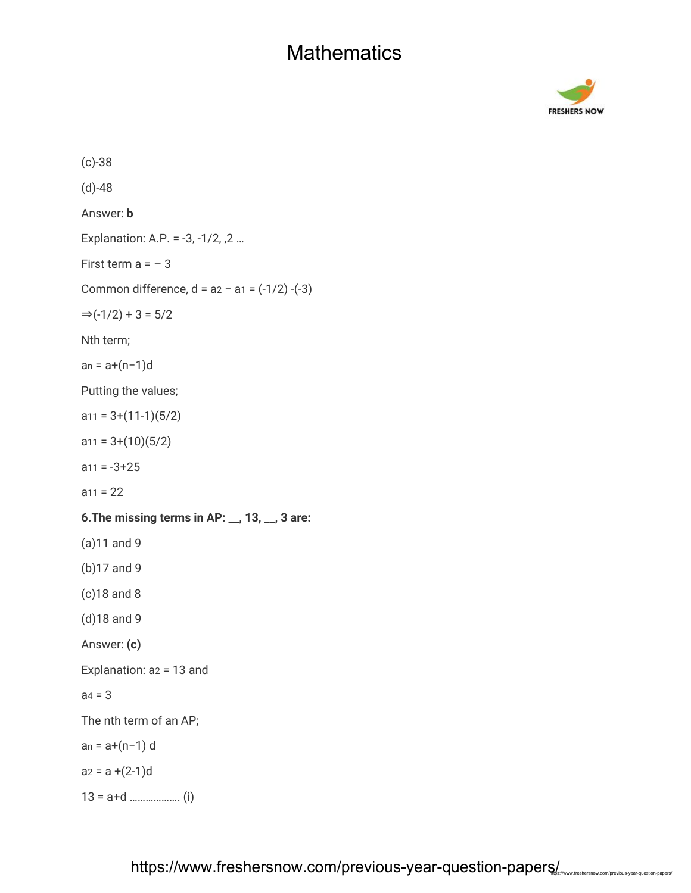(c)-38

(d)-48

Answer: **b**

Explanation: A.P. = -3, -1/2, ,2 …

First term a = – 3

Common difference, d = $a_2 - a_1$ = (-1/2) -(-3)

⇒(-1/2) + 3 = 5/2

Nth term;

$a_n = a+(n-1)d$

Putting the values;

$a_{11} = 3+(11-1)(5/2)$

$a_{11} = 3+(10)(5/2)$

$a_{11} = -3+25$

$a_{11} = 22$

**6.The missing terms in AP: __, 13, __, 3 are:**

(a)11 and 9

(b)17 and 9

(c)18 and 8

(d)18 and 9

Answer: **(c)**

Explanation: $a_2 = 13$ and

$a_4 = 3$

The nth term of an AP;

$a_n = a+(n-1)\ d$

$a_2 = a +(2-1)d$

13 = a+d ………………. (i)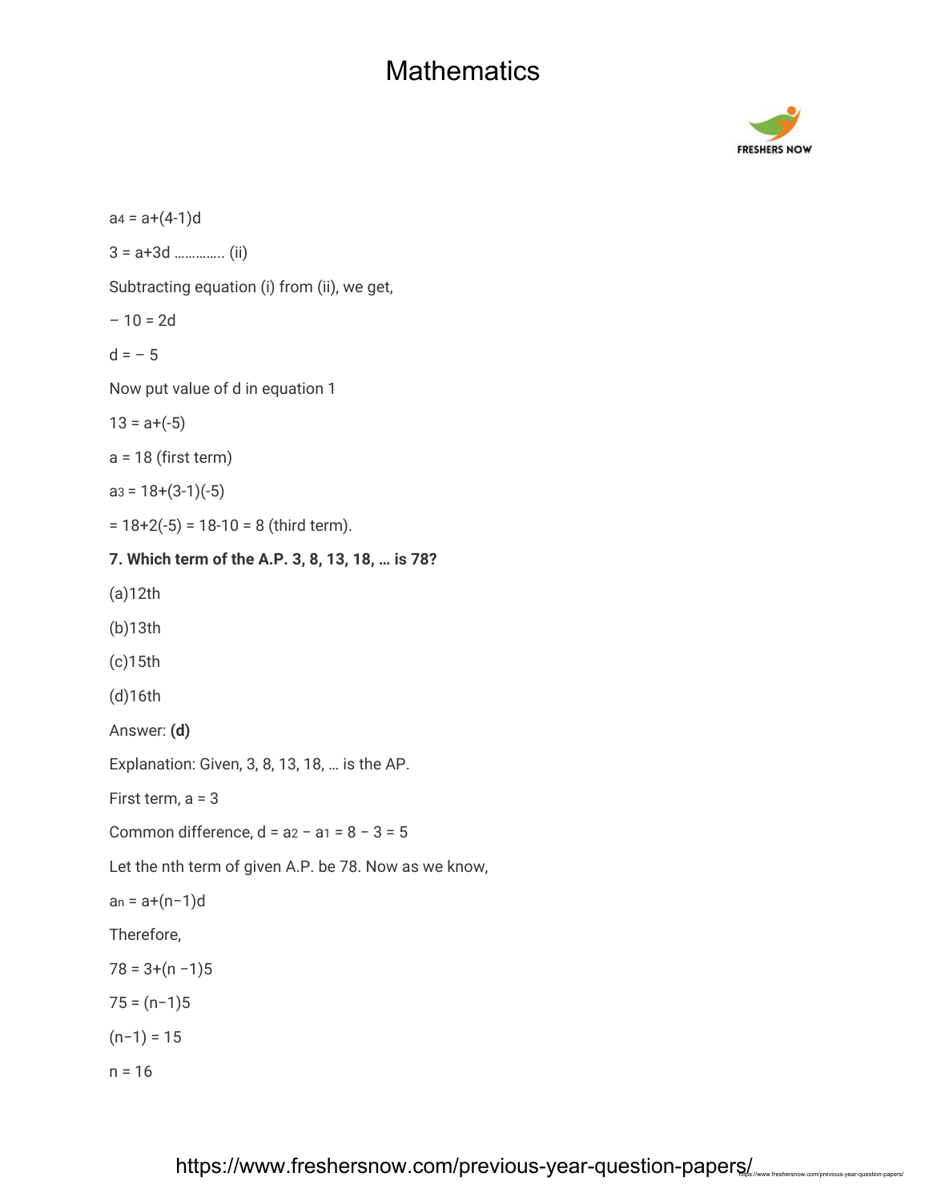$a_4 = a+(4-1)d$

$3 = a+3d$ …………. (ii)

Subtracting equation (i) from (ii), we get,

$-10 = 2d$

$d = -5$

Now put value of d in equation 1

$13 = a+(-5)$

$a = 18$ (first term)

$a_3 = 18+(3-1)(-5)$

$= 18+2(-5) = 18-10 = 8$ (third term).

**7. Which term of the A.P. 3, 8, 13, 18, … is 78?**

(a)12th

(b)13th

(c)15th

(d)16th

Answer: **(d)**

Explanation: Given, 3, 8, 13, 18, … is the AP.

First term, a = 3

Common difference, $d = a_2 - a_1 = 8 - 3 = 5$

Let the nth term of given A.P. be 78. Now as we know,

$a_n = a+(n-1)d$

Therefore,

$78 = 3+(n-1)5$

$75 = (n-1)5$

$(n-1) = 15$

$n = 16$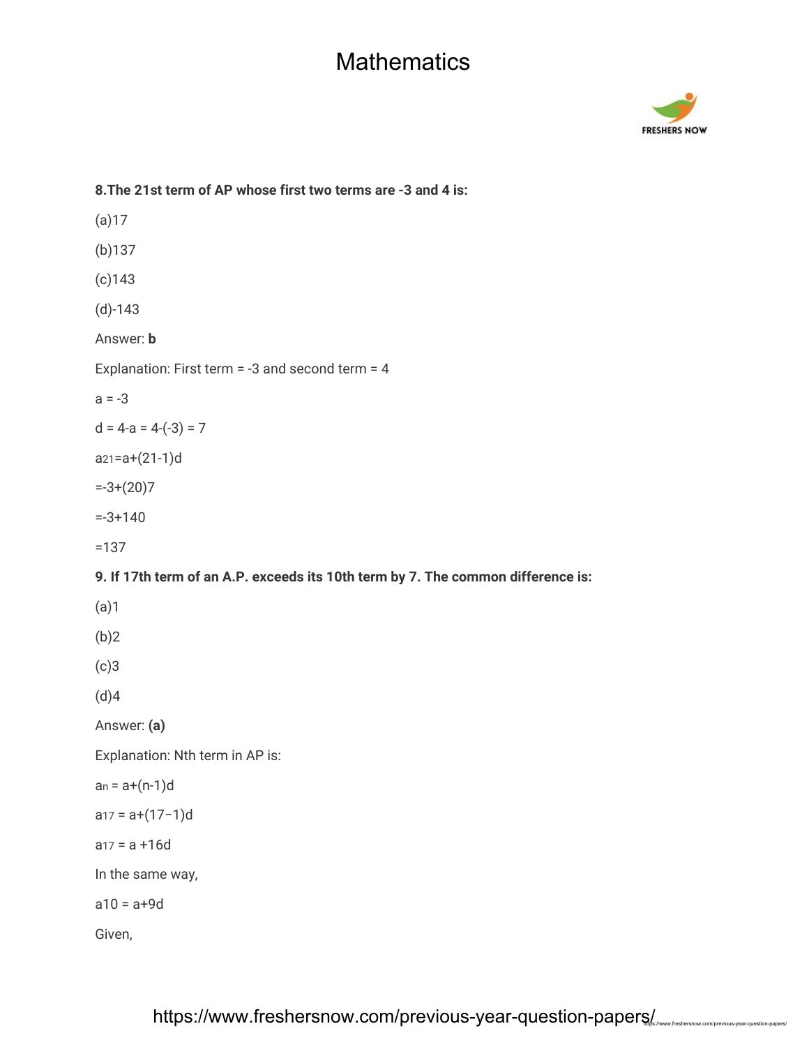**8.The 21st term of AP whose first two terms are -3 and 4 is:**

(a)17

(b)137

(c)143

(d)-143

Answer: **b**

Explanation: First term = -3 and second term = 4

$a = -3$

$d = 4-a = 4-(-3) = 7$

$a_{21}=a+(21-1)d$

$=-3+(20)7$

$=-3+140$

$=137$

**9. If 17th term of an A.P. exceeds its 10th term by 7. The common difference is:**

(a)1

(b)2

(c)3

(d)4

Answer: **(a)**

Explanation: Nth term in AP is:

$a_n = a+(n-1)d$

$a_{17} = a+(17-1)d$

$a_{17} = a +16d$

In the same way,

$a_{10} = a+9d$

Given,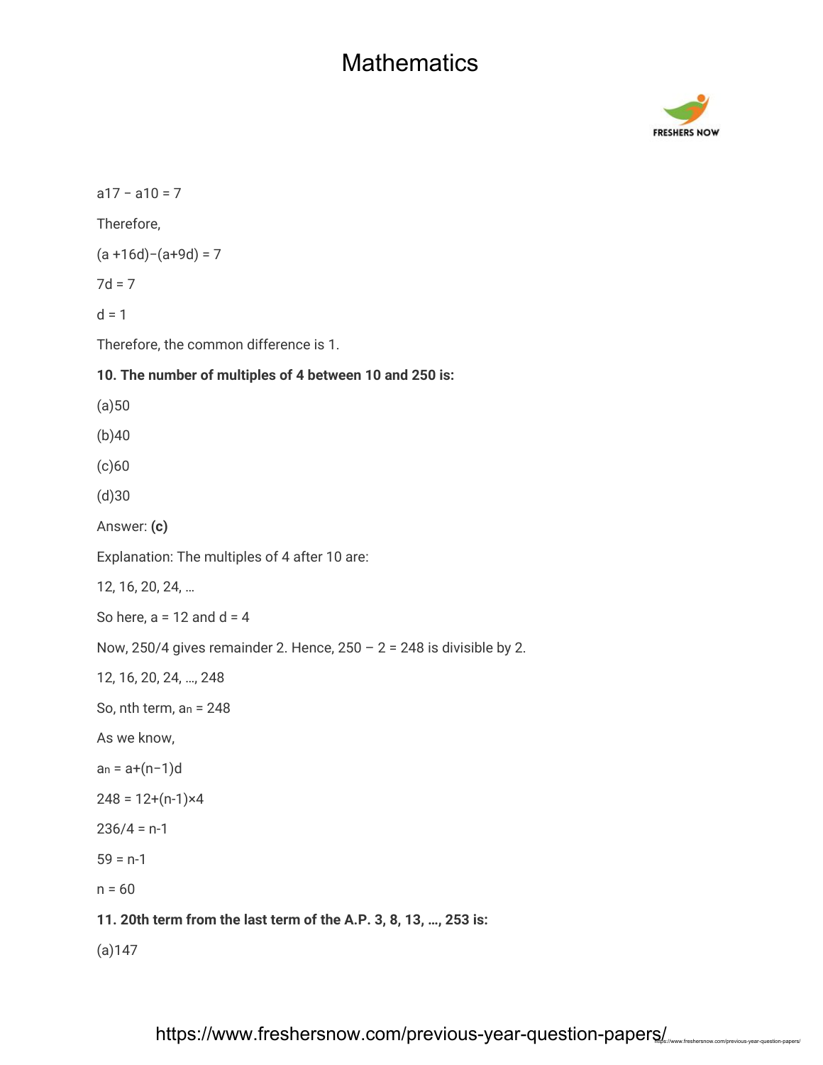$a_{17} - a_{10} = 7$

Therefore,

$(a + 16d) - (a + 9d) = 7$

$7d = 7$

$d = 1$

Therefore, the common difference is 1.

**10. The number of multiples of 4 between 10 and 250 is:**

(a)50

(b)40

(c)60

(d)30

Answer: **(c)**

Explanation: The multiples of 4 after 10 are:

12, 16, 20, 24, …

So here, $a = 12$ and $d = 4$

Now, 250/4 gives remainder 2. Hence, 250 – 2 = 248 is divisible by 2.

12, 16, 20, 24, …, 248

So, nth term, $a_n = 248$

As we know,

$a_n = a + (n - 1)d$

$248 = 12 + (n-1) \times 4$

$236/4 = n-1$

$59 = n-1$

$n = 60$

**11. 20th term from the last term of the A.P. 3, 8, 13, …, 253 is:**

(a)147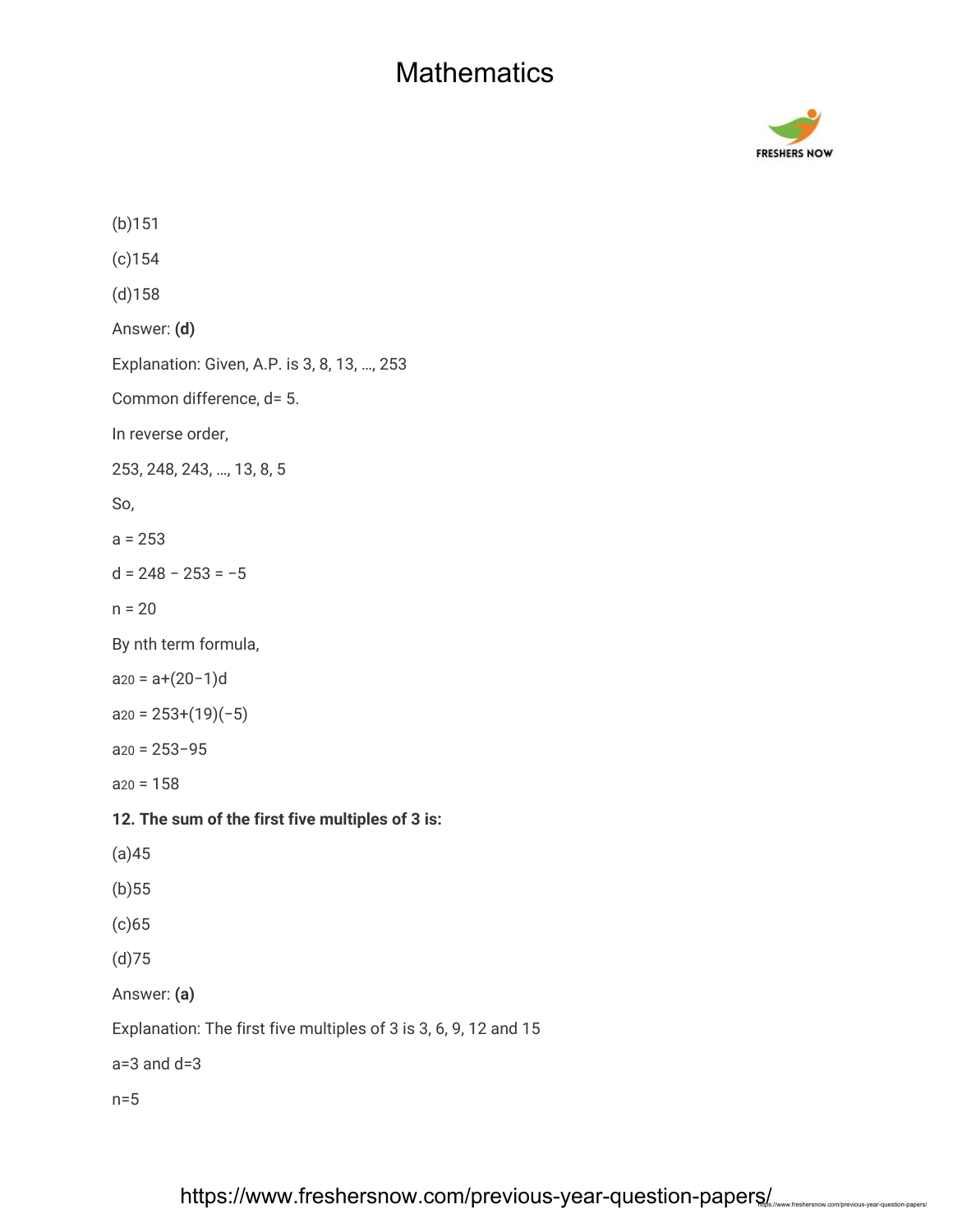(b)151

(c)154

(d)158

Answer: **(d)**

Explanation: Given, A.P. is 3, 8, 13, …, 253

Common difference, d= 5.

In reverse order,

253, 248, 243, …, 13, 8, 5

So,

a = 253

d = 248 − 253 = −5

n = 20

By nth term formula,

$a_{20} = a+(20−1)d$

$a_{20} = 253+(19)(−5)$

$a_{20} = 253−95$

$a_{20} = 158$

**12. The sum of the first five multiples of 3 is:**

(a)45

(b)55

(c)65

(d)75

Answer: **(a)**

Explanation: The first five multiples of 3 is 3, 6, 9, 12 and 15

a=3 and d=3

n=5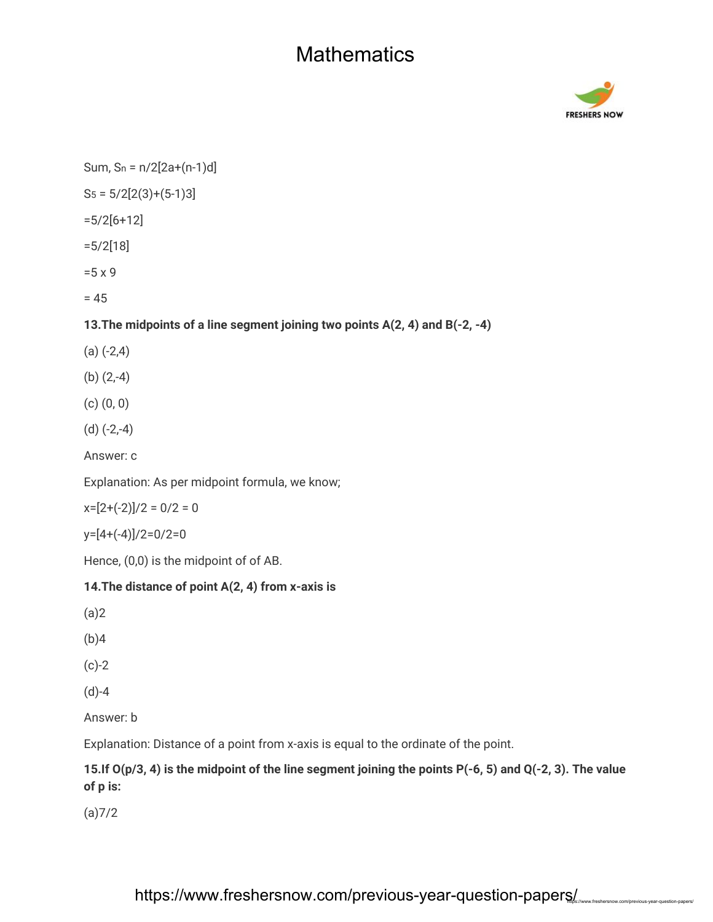Sum, $S_n = n/2[2a+(n-1)d]$

$S_5 = 5/2[2(3)+(5-1)3]$

$=5/2[6+12]$

$=5/2[18]$

$=5 \times 9$

$= 45$

**13.The midpoints of a line segment joining two points A(2, 4) and B(-2, -4)**

(a) (-2,4)

(b) (2,-4)

(c) (0, 0)

(d) (-2,-4)

Answer: c

Explanation: As per midpoint formula, we know;

$x=[2+(-2)]/2 = 0/2 = 0$

$y=[4+(-4)]/2=0/2=0$

Hence, (0,0) is the midpoint of of AB.

**14.The distance of point A(2, 4) from x-axis is**

(a)2

(b)4

(c)-2

(d)-4

Answer: b

Explanation: Distance of a point from x-axis is equal to the ordinate of the point.

**15.If O(p/3, 4) is the midpoint of the line segment joining the points P(-6, 5) and Q(-2, 3). The value of p is:**

(a)7/2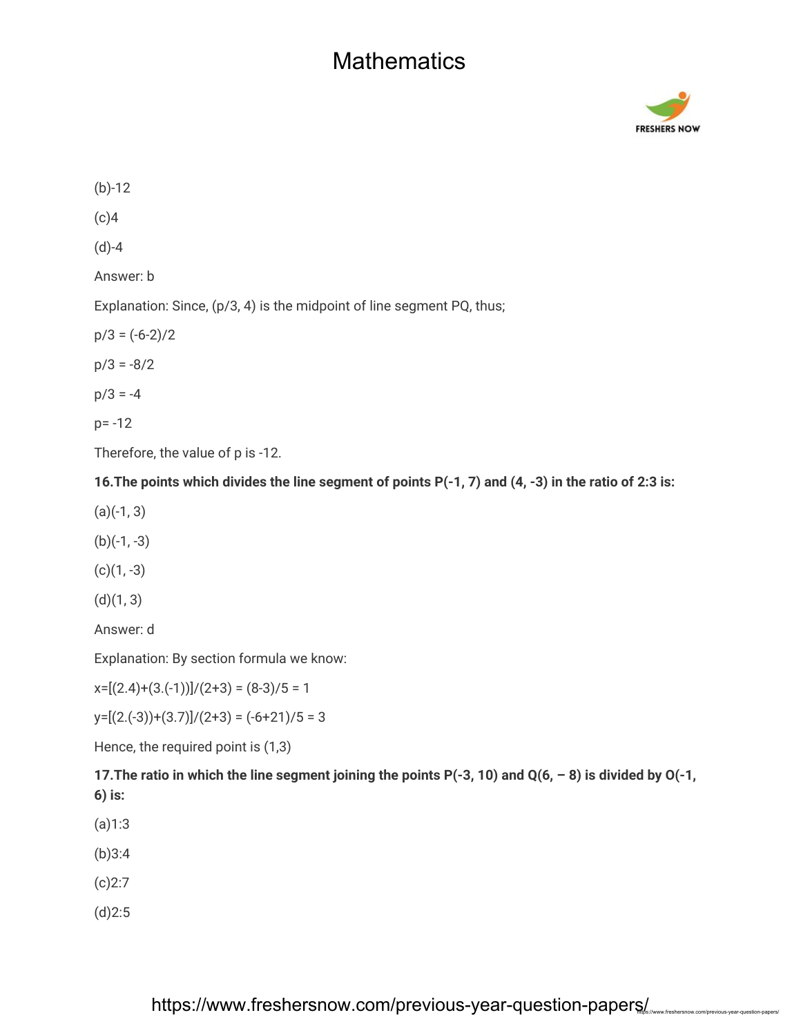(b)-12

(c)4

(d)-4

Answer: b

Explanation: Since, (p/3, 4) is the midpoint of line segment PQ, thus;

$p/3 = (-6-2)/2$

$p/3 = -8/2$

$p/3 = -4$

$p = -12$

Therefore, the value of p is -12.

**16.The points which divides the line segment of points P(-1, 7) and (4, -3) in the ratio of 2:3 is:**

(a)(-1, 3)

(b)(-1, -3)

(c)(1, -3)

(d)(1, 3)

Answer: d

Explanation: By section formula we know:

$x=[(2.4)+(3.(-1))]/(2+3) = (8-3)/5 = 1$

$y=[(2.(-3))+(3.7)]/(2+3) = (-6+21)/5 = 3$

Hence, the required point is (1,3)

**17.The ratio in which the line segment joining the points P(-3, 10) and Q(6, – 8) is divided by O(-1, 6) is:**

(a)1:3

(b)3:4

(c)2:7

(d)2:5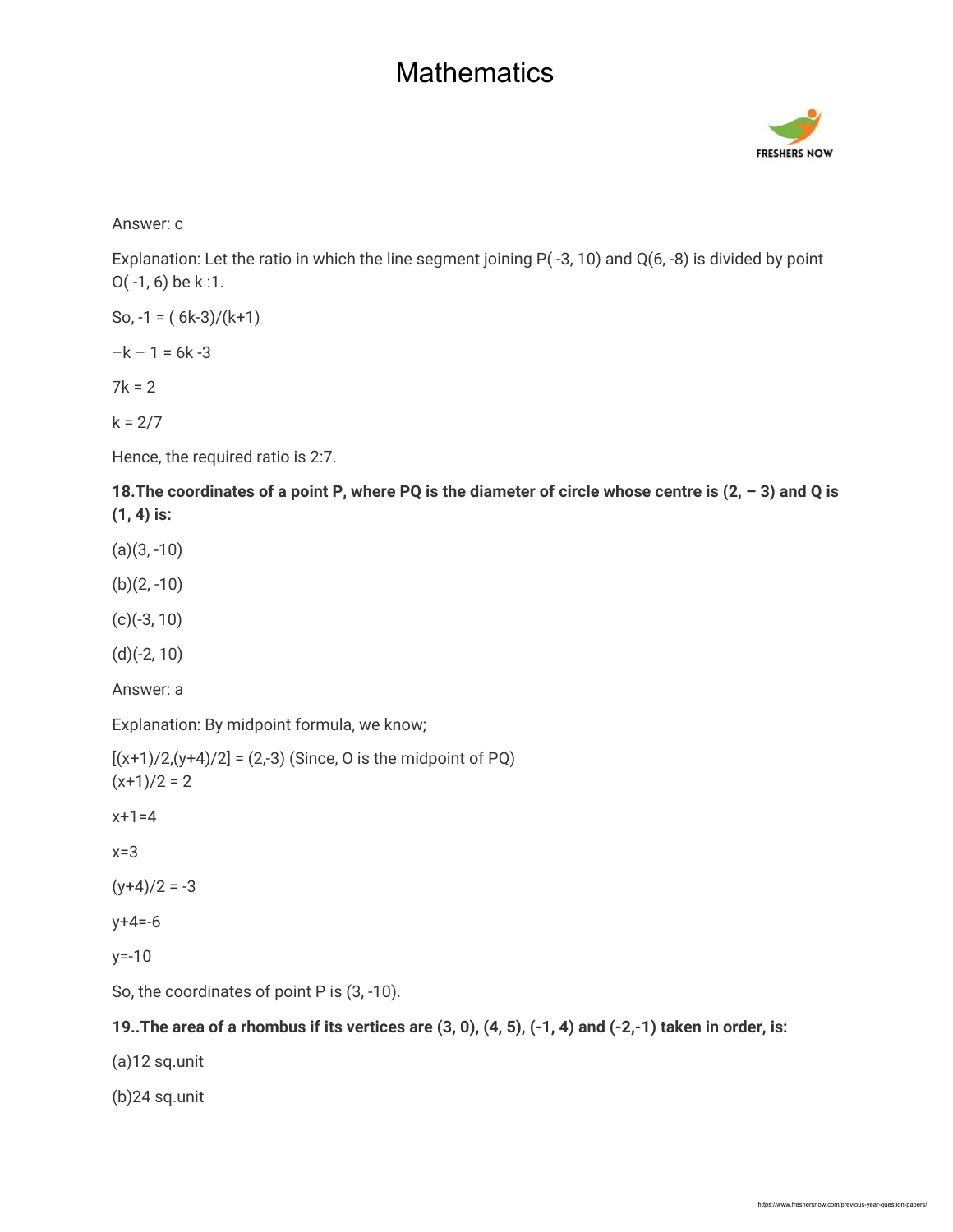Answer: c

Explanation: Let the ratio in which the line segment joining P( -3, 10) and Q(6, -8) is divided by point O( -1, 6) be k :1.

So, $-1 = (6k-3)/(k+1)$

$-k - 1 = 6k - 3$

$7k = 2$

$k = 2/7$

Hence, the required ratio is 2:7.

**18.The coordinates of a point P, where PQ is the diameter of circle whose centre is (2, – 3) and Q is (1, 4) is:**

(a)(3, -10)

(b)(2, -10)

(c)(-3, 10)

(d)(-2, 10)

Answer: a

Explanation: By midpoint formula, we know;

$[(x+1)/2, (y+4)/2] = (2,-3)$ (Since, O is the midpoint of PQ)
$(x+1)/2 = 2$

$x+1=4$

$x=3$

$(y+4)/2 = -3$

$y+4=-6$

$y=-10$

So, the coordinates of point P is (3, -10).

**19..The area of a rhombus if its vertices are (3, 0), (4, 5), (-1, 4) and (-2,-1) taken in order, is:**

(a)12 sq.unit

(b)24 sq.unit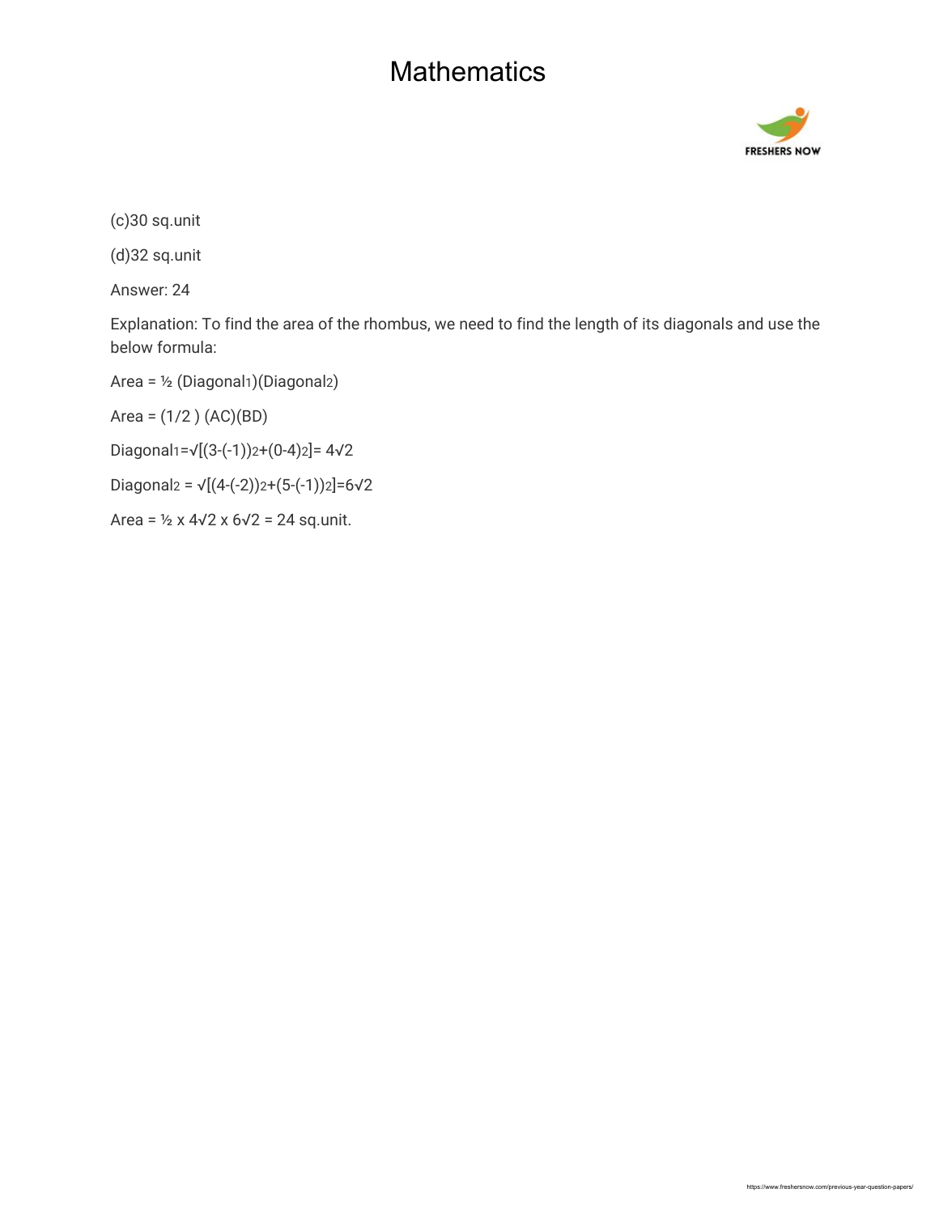(c)30 sq.unit

(d)32 sq.unit

Answer: 24

Explanation: To find the area of the rhombus, we need to find the length of its diagonals and use the below formula:

Area = ½ ($Diagonal_1$)($Diagonal_2$)

Area = (1/2 ) (AC)(BD)

$Diagonal_1 = \sqrt{[(3-(-1))^2+(0-4)^2]} = 4\sqrt{2}$

$Diagonal_2 = \sqrt{[(4-(-2))^2+(5-(-1))^2]} = 6\sqrt{2}$

Area = ½ x $4\sqrt{2}$ x $6\sqrt{2}$ = 24 sq.unit.